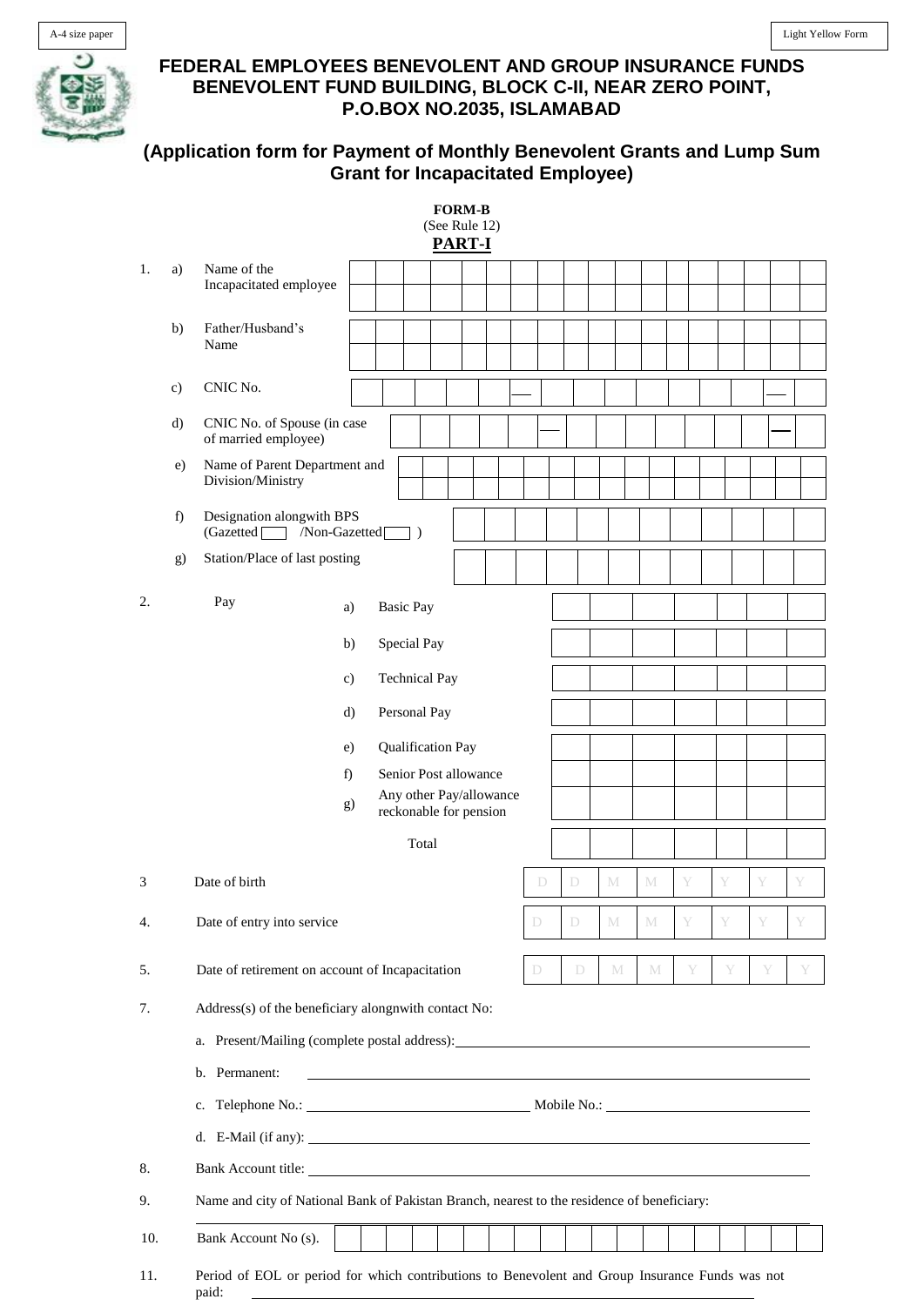A-4 size paper

Light Yellow Form

# FEDERAL EMPLOYEES BENEVOLENT AND GROUP INSURANCE FUNDS
## BENEVOLENT FUND BUILDING, BLOCK C-II, NEAR ZERO POINT, P.O.BOX NO.2035, ISLAMABAD

## (Application form for Payment of Monthly Benevolent Grants and Lump Sum Grant for Incapacitated Employee)

**FORM-B**
(See Rule 12)

**PART-I**

1. a) Name of the Incapacitated employee

   b) Father/Husband's Name

   c) CNIC No. ____ — ____ — ____

   d) CNIC No. of Spouse (in case of married employee) ____ — ____ — ____

   e) Name of Parent Department and Division/Ministry

   f) Designation alongwith BPS (Gazetted ☐ /Non-Gazetted ☐ )

   g) Station/Place of last posting

2. Pay

| | | |
|---|---|---|
| a) | Basic Pay | |
| b) | Special Pay | |
| c) | Technical Pay | |
| d) | Personal Pay | |
| e) | Qualification Pay | |
| f) | Senior Post allowance | |
| g) | Any other Pay/allowance reckonable for pension | |
| | Total | |

3 Date of birth D D M M Y Y Y Y

4. Date of entry into service D D M M Y Y Y Y

5. Date of retirement on account of Incapacitation D D M M Y Y Y Y

7. Address(s) of the beneficiary alongnwith contact No:

   a. Present/Mailing (complete postal address): ____________________

   b. Permanent: ____________________

   c. Telephone No.: ____________________ Mobile No.: ____________________

   d. E-Mail (if any): ____________________

8. Bank Account title: ____________________

9. Name and city of National Bank of Pakistan Branch, nearest to the residence of beneficiary: ____________________

10. Bank Account No (s).

11. Period of EOL or period for which contributions to Benevolent and Group Insurance Funds was not paid: ____________________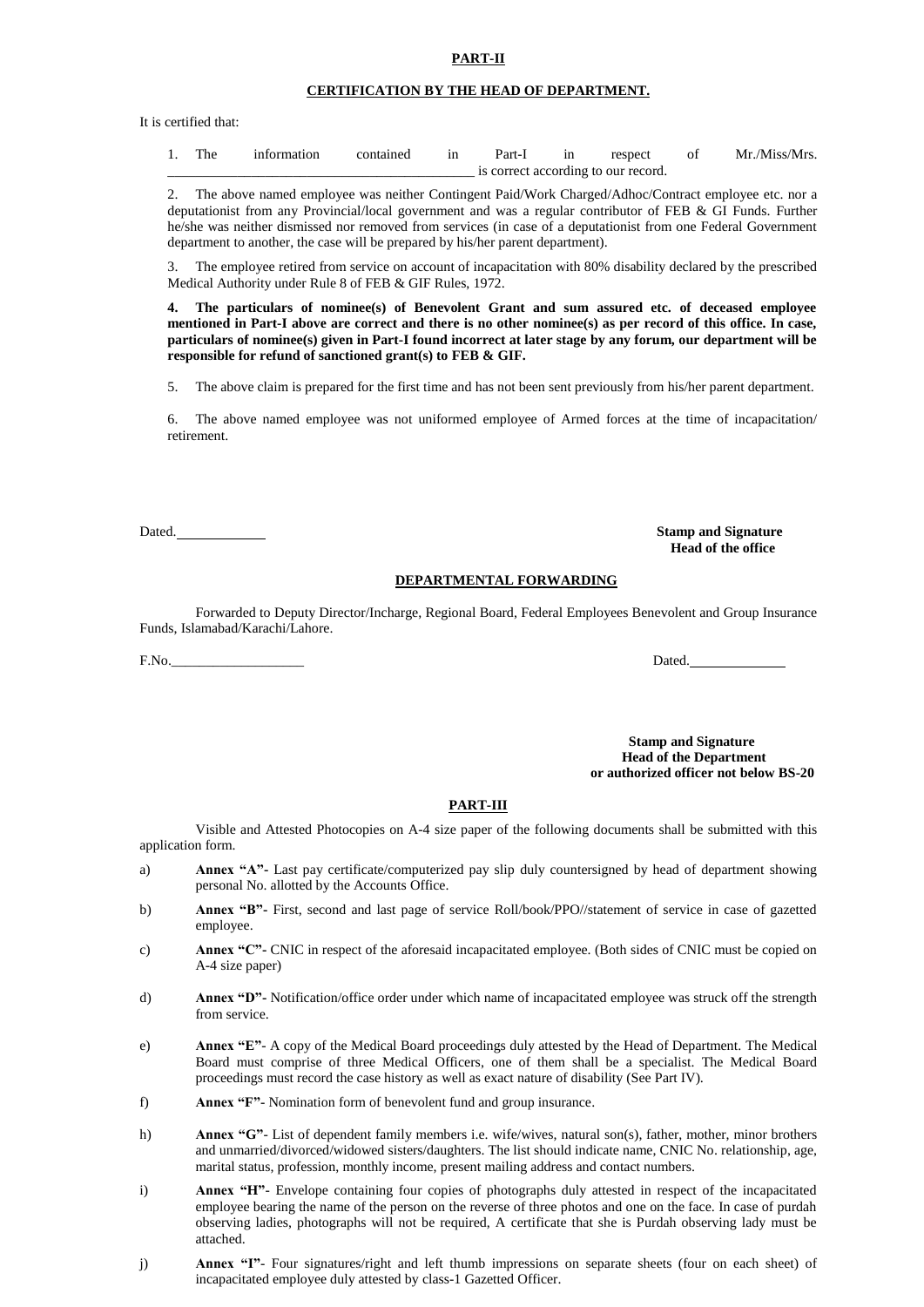## PART-II

### CERTIFICATION BY THE HEAD OF DEPARTMENT.

It is certified that:

1. The information contained in Part-I in respect of Mr./Miss/Mrs. ____________________________________________ is correct according to our record.

2. The above named employee was neither Contingent Paid/Work Charged/Adhoc/Contract employee etc. nor a deputationist from any Provincial/local government and was a regular contributor of FEB & GI Funds. Further he/she was neither dismissed nor removed from services (in case of a deputationist from one Federal Government department to another, the case will be prepared by his/her parent department).

3. The employee retired from service on account of incapacitation with 80% disability declared by the prescribed Medical Authority under Rule 8 of FEB & GIF Rules, 1972.

**4. The particulars of nominee(s) of Benevolent Grant and sum assured etc. of deceased employee mentioned in Part-I above are correct and there is no other nominee(s) as per record of this office. In case, particulars of nominee(s) given in Part-I found incorrect at later stage by any forum, our department will be responsible for refund of sanctioned grant(s) to FEB & GIF.**

5. The above claim is prepared for the first time and has not been sent previously from his/her parent department.

6. The above named employee was not uniformed employee of Armed forces at the time of incapacitation/ retirement.

Dated.____________

**Stamp and Signature**
**Head of the office**

### DEPARTMENTAL FORWARDING

Forwarded to Deputy Director/Incharge, Regional Board, Federal Employees Benevolent and Group Insurance Funds, Islamabad/Karachi/Lahore.

F.No.__________________ Dated.____________

**Stamp and Signature**
**Head of the Department**
**or authorized officer not below BS-20**

## PART-III

Visible and Attested Photocopies on A-4 size paper of the following documents shall be submitted with this application form.

a) **Annex "A"-** Last pay certificate/computerized pay slip duly countersigned by head of department showing personal No. allotted by the Accounts Office.

b) **Annex "B"-** First, second and last page of service Roll/book/PPO//statement of service in case of gazetted employee.

c) **Annex "C"-** CNIC in respect of the aforesaid incapacitated employee. (Both sides of CNIC must be copied on A-4 size paper)

d) **Annex "D"-** Notification/office order under which name of incapacitated employee was struck off the strength from service.

e) **Annex "E"**- A copy of the Medical Board proceedings duly attested by the Head of Department. The Medical Board must comprise of three Medical Officers, one of them shall be a specialist. The Medical Board proceedings must record the case history as well as exact nature of disability (See Part IV).

f) **Annex "F"**- Nomination form of benevolent fund and group insurance.

h) **Annex "G"**- List of dependent family members i.e. wife/wives, natural son(s), father, mother, minor brothers and unmarried/divorced/widowed sisters/daughters. The list should indicate name, CNIC No. relationship, age, marital status, profession, monthly income, present mailing address and contact numbers.

i) **Annex "H"**- Envelope containing four copies of photographs duly attested in respect of the incapacitated employee bearing the name of the person on the reverse of three photos and one on the face. In case of purdah observing ladies, photographs will not be required, A certificate that she is Purdah observing lady must be attached.

j) **Annex "I"**- Four signatures/right and left thumb impressions on separate sheets (four on each sheet) of incapacitated employee duly attested by class-1 Gazetted Officer.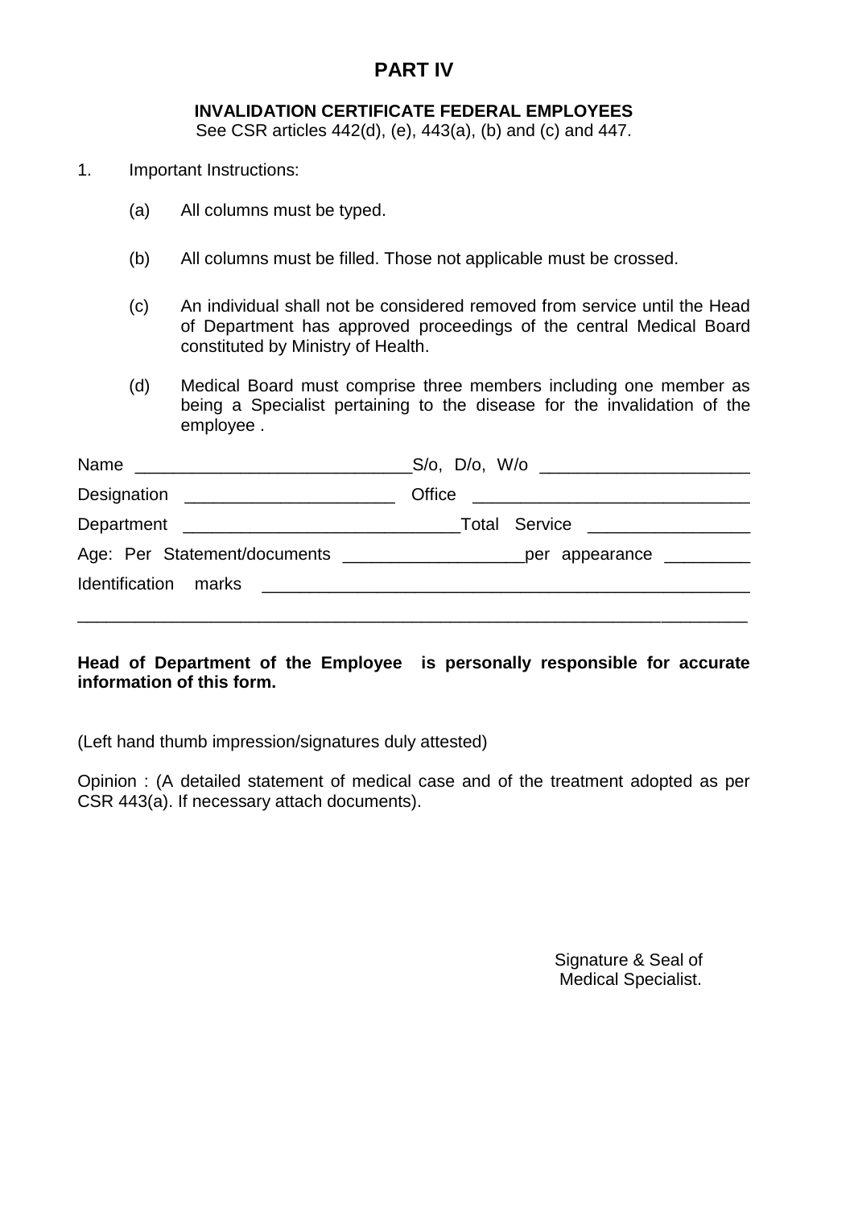# PART IV

**INVALIDATION CERTIFICATE FEDERAL EMPLOYEES**

See CSR articles 442(d), (e), 443(a), (b) and (c) and 447.

1. Important Instructions:

   (a) All columns must be typed.

   (b) All columns must be filled. Those not applicable must be crossed.

   (c) An individual shall not be considered removed from service until the Head of Department has approved proceedings of the central Medical Board constituted by Ministry of Health.

   (d) Medical Board must comprise three members including one member as being a Specialist pertaining to the disease for the invalidation of the employee .

Name ____________________________ S/o, D/o, W/o _____________________

Designation _____________________ Office ____________________________

Department ____________________________ Total Service ________________

Age: Per Statement/documents __________________ per appearance _________

Identification marks ___________________________________________________

________________________________________________________________________

**Head of Department of the Employee is personally responsible for accurate information of this form.**

(Left hand thumb impression/signatures duly attested)

Opinion : (A detailed statement of medical case and of the treatment adopted as per CSR 443(a). If necessary attach documents).

Signature & Seal of
Medical Specialist.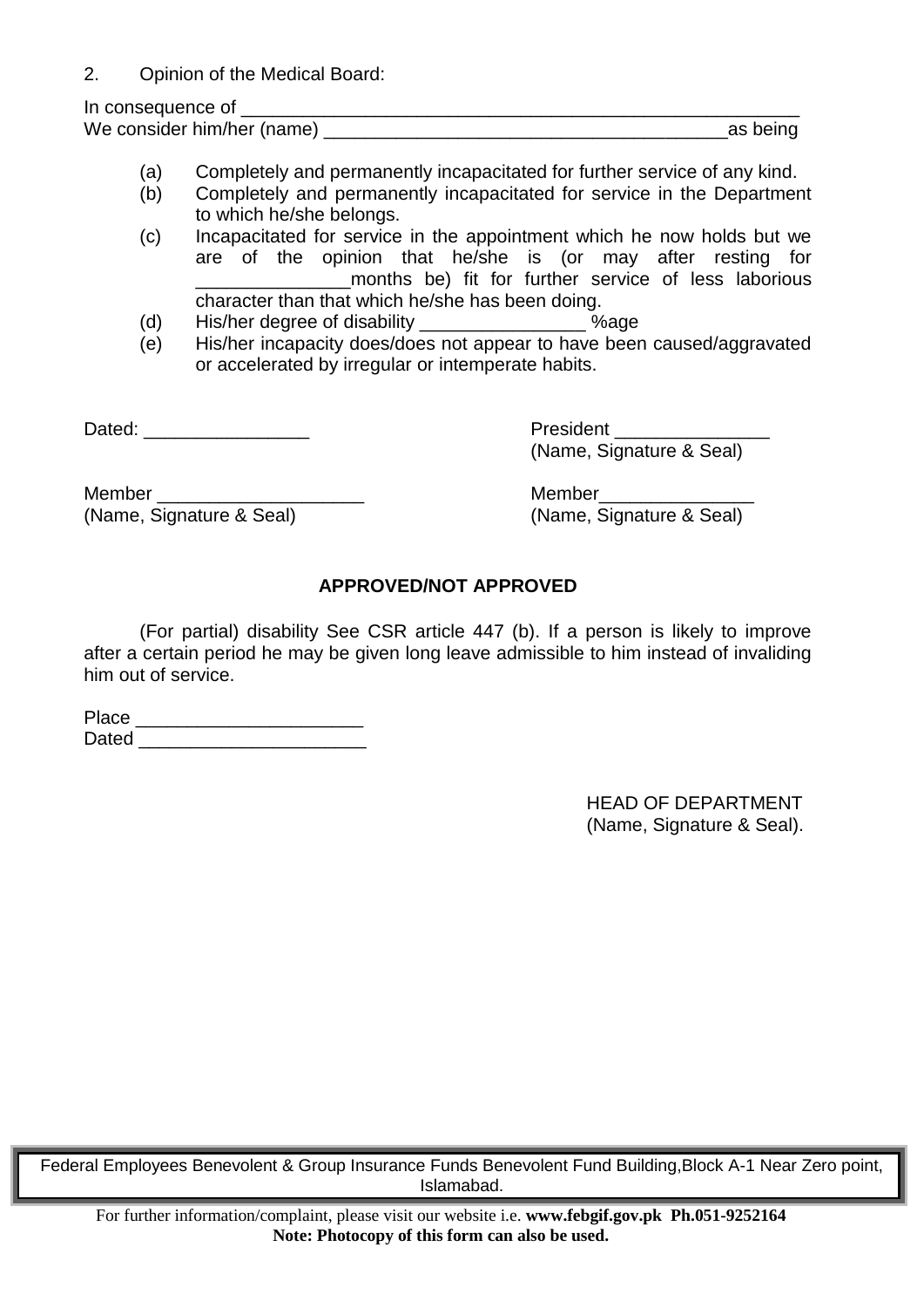2. Opinion of the Medical Board:

In consequence of ________________________________________________________
We consider him/her (name) ________________________________________as being

(a) Completely and permanently incapacitated for further service of any kind.
(b) Completely and permanently incapacitated for service in the Department to which he/she belongs.
(c) Incapacitated for service in the appointment which he now holds but we are of the opinion that he/she is (or may after resting for _______________months be) fit for further service of less laborious character than that which he/she has been doing.
(d) His/her degree of disability ________________ %age
(e) His/her incapacity does/does not appear to have been caused/aggravated or accelerated by irregular or intemperate habits.

Dated: ________________

President _______________
(Name, Signature & Seal)

Member ____________________
(Name, Signature & Seal)

Member_______________
(Name, Signature & Seal)

**APPROVED/NOT APPROVED**

(For partial) disability See CSR article 447 (b). If a person is likely to improve after a certain period he may be given long leave admissible to him instead of invaliding him out of service.

Place ______________________
Dated ______________________

HEAD OF DEPARTMENT
(Name, Signature & Seal).

Federal Employees Benevolent & Group Insurance Funds Benevolent Fund Building,Block A-1 Near Zero point, Islamabad.

For further information/complaint, please visit our website i.e. **www.febgif.gov.pk Ph.051-9252164**
**Note: Photocopy of this form can also be used.**